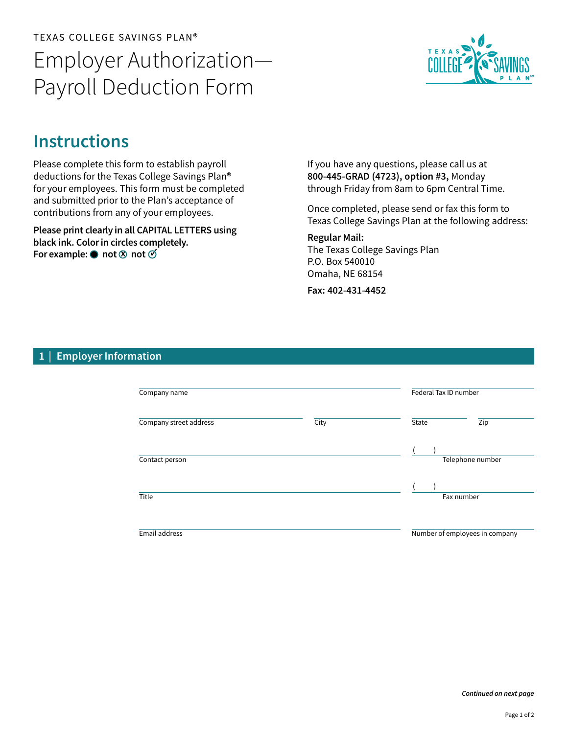TEXAS COLLEGE SAVINGS PLAN®

# Employer Authorization—Payroll Deduction Form

## Instructions

Please complete this form to establish payroll deductions for the Texas College Savings Plan® for your employees. This form must be completed and submitted prior to the Plan's acceptance of contributions from any of your employees.

**Please print clearly in all CAPITAL LETTERS using black ink. Color in circles completely.**
**For example: ● not ⊗ not ✓**

If you have any questions, please call us at **800-445-GRAD (4723), option #3,** Monday through Friday from 8am to 6pm Central Time.

Once completed, please send or fax this form to Texas College Savings Plan at the following address:

**Regular Mail:**
The Texas College Savings Plan
P.O. Box 540010
Omaha, NE 68154

**Fax: 402-431-4452**

## 1 | Employer Information

Company name ______________________ Federal Tax ID number ______________________

Company street address ______________________ City ____________ State ______ Zip ______

Contact person ______________________ Telephone number ( ) ______________________

Title ______________________ Fax number ( ) ______________________

Email address ______________________ Number of employees in company ______________________

*Continued on next page*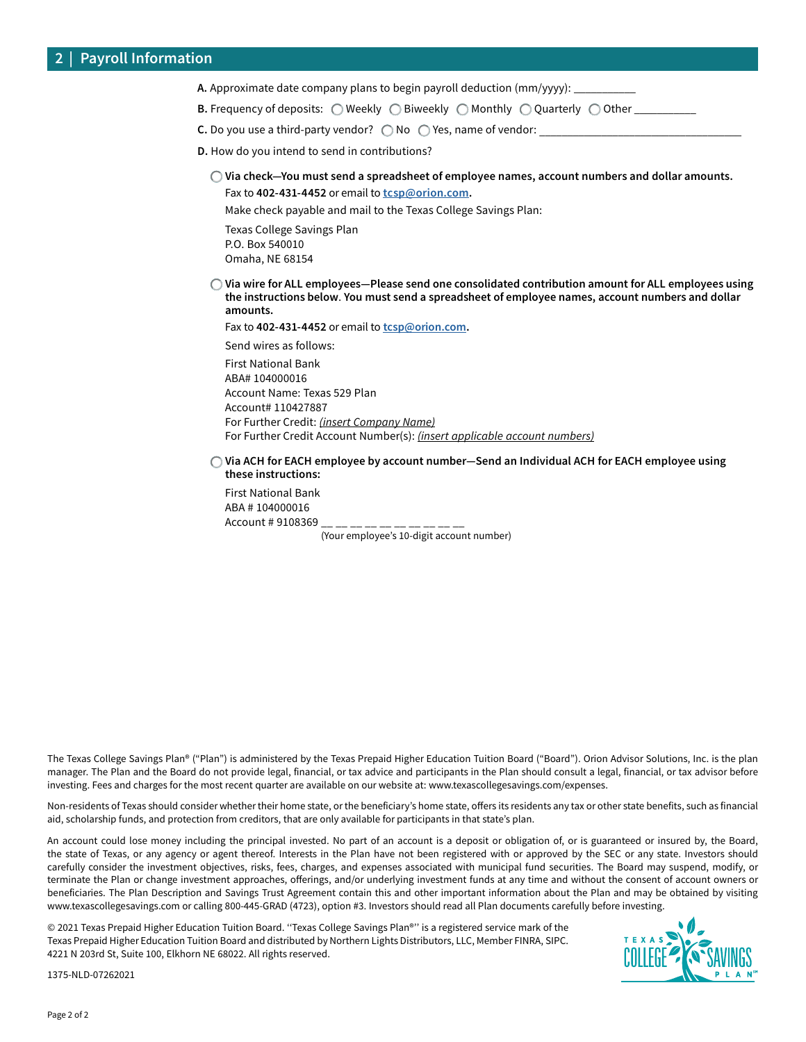## 2 | Payroll Information

**A.** Approximate date company plans to begin payroll deduction (mm/yyyy): __________

**B.** Frequency of deposits: ◯ Weekly ◯ Biweekly ◯ Monthly ◯ Quarterly ◯ Other __________

**C.** Do you use a third-party vendor? ◯ No ◯ Yes, name of vendor: ________________________________

**D.** How do you intend to send in contributions?

◯ **Via check—You must send a spreadsheet of employee names, account numbers and dollar amounts.**

Fax to **402-431-4452** or email to **tcsp@orion.com.**

Make check payable and mail to the Texas College Savings Plan:

Texas College Savings Plan
P.O. Box 540010
Omaha, NE 68154

◯ **Via wire for ALL employees—Please send one consolidated contribution amount for ALL employees using the instructions below. You must send a spreadsheet of employee names, account numbers and dollar amounts.**

Fax to **402-431-4452** or email to **tcsp@orion.com.**

Send wires as follows:

First National Bank
ABA# 104000016
Account Name: Texas 529 Plan
Account# 110427887
For Further Credit: *(insert Company Name)*
For Further Credit Account Number(s): *(insert applicable account numbers)*

◯ **Via ACH for EACH employee by account number—Send an Individual ACH for EACH employee using these instructions:**

First National Bank
ABA # 104000016
Account # 9108369 __ __ __ __ __ __ __ __ __ __
(Your employee's 10-digit account number)

The Texas College Savings Plan® ("Plan") is administered by the Texas Prepaid Higher Education Tuition Board ("Board"). Orion Advisor Solutions, Inc. is the plan manager. The Plan and the Board do not provide legal, financial, or tax advice and participants in the Plan should consult a legal, financial, or tax advisor before investing. Fees and charges for the most recent quarter are available on our website at: www.texascollegesavings.com/expenses.

Non-residents of Texas should consider whether their home state, or the beneficiary's home state, offers its residents any tax or other state benefits, such as financial aid, scholarship funds, and protection from creditors, that are only available for participants in that state's plan.

An account could lose money including the principal invested. No part of an account is a deposit or obligation of, or is guaranteed or insured by, the Board, the state of Texas, or any agency or agent thereof. Interests in the Plan have not been registered with or approved by the SEC or any state. Investors should carefully consider the investment objectives, risks, fees, charges, and expenses associated with municipal fund securities. The Board may suspend, modify, or terminate the Plan or change investment approaches, offerings, and/or underlying investment funds at any time and without the consent of account owners or beneficiaries. The Plan Description and Savings Trust Agreement contain this and other important information about the Plan and may be obtained by visiting www.texascollegesavings.com or calling 800-445-GRAD (4723), option #3. Investors should read all Plan documents carefully before investing.

© 2021 Texas Prepaid Higher Education Tuition Board. "Texas College Savings Plan®" is a registered service mark of the Texas Prepaid Higher Education Tuition Board and distributed by Northern Lights Distributors, LLC, Member FINRA, SIPC. 4221 N 203rd St, Suite 100, Elkhorn NE 68022. All rights reserved.

1375-NLD-07262021